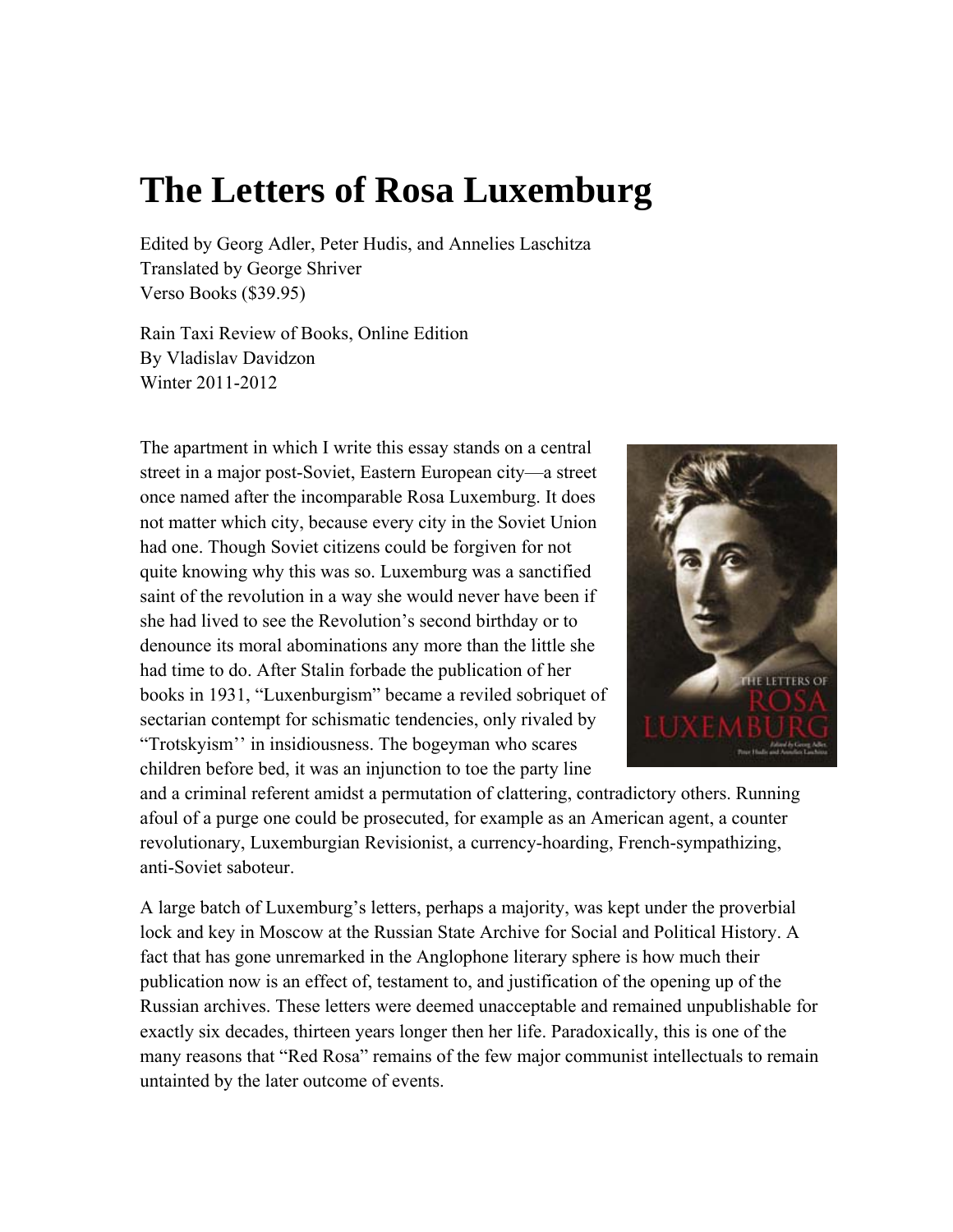# The Letters of Rosa Luxemburg

Edited by Georg Adler, Peter Hudis, and Annelies Laschitza
Translated by George Shriver
Verso Books ($39.95)

Rain Taxi Review of Books, Online Edition
By Vladislav Davidzon
Winter 2011-2012

The apartment in which I write this essay stands on a central street in a major post-Soviet, Eastern European city—a street once named after the incomparable Rosa Luxemburg. It does not matter which city, because every city in the Soviet Union had one. Though Soviet citizens could be forgiven for not quite knowing why this was so. Luxemburg was a sanctified saint of the revolution in a way she would never have been if she had lived to see the Revolution's second birthday or to denounce its moral abominations any more than the little she had time to do. After Stalin forbade the publication of her books in 1931, "Luxenburgism" became a reviled sobriquet of sectarian contempt for schismatic tendencies, only rivaled by "Trotskyism'' in insidiousness. The bogeyman who scares children before bed, it was an injunction to toe the party line and a criminal referent amidst a permutation of clattering, contradictory others. Running afoul of a purge one could be prosecuted, for example as an American agent, a counter revolutionary, Luxemburgian Revisionist, a currency-hoarding, French-sympathizing, anti-Soviet saboteur.

A large batch of Luxemburg's letters, perhaps a majority, was kept under the proverbial lock and key in Moscow at the Russian State Archive for Social and Political History. A fact that has gone unremarked in the Anglophone literary sphere is how much their publication now is an effect of, testament to, and justification of the opening up of the Russian archives. These letters were deemed unacceptable and remained unpublishable for exactly six decades, thirteen years longer then her life. Paradoxically, this is one of the many reasons that "Red Rosa" remains of the few major communist intellectuals to remain untainted by the later outcome of events.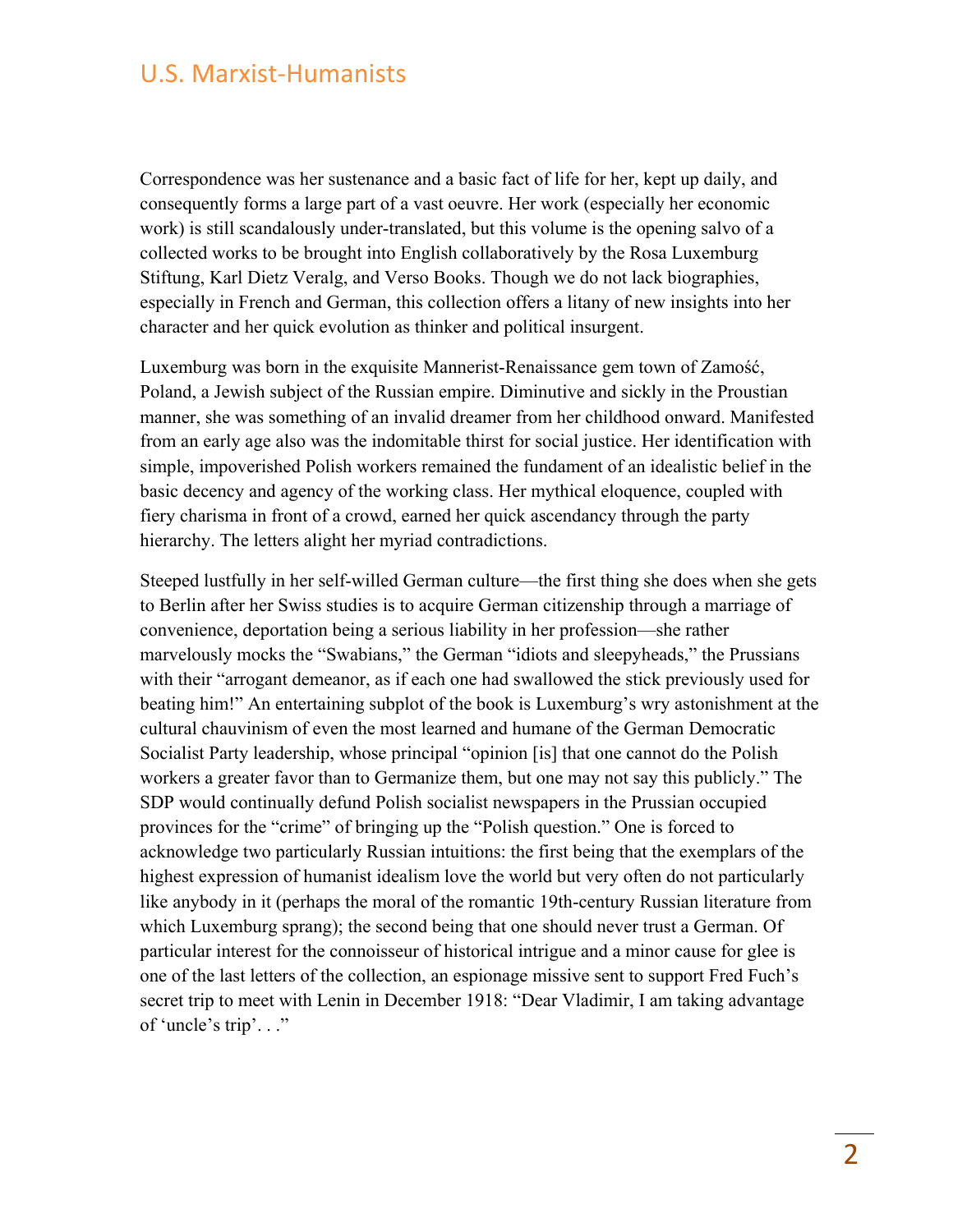Correspondence was her sustenance and a basic fact of life for her, kept up daily, and consequently forms a large part of a vast oeuvre. Her work (especially her economic work) is still scandalously under-translated, but this volume is the opening salvo of a collected works to be brought into English collaboratively by the Rosa Luxemburg Stiftung, Karl Dietz Veralg, and Verso Books. Though we do not lack biographies, especially in French and German, this collection offers a litany of new insights into her character and her quick evolution as thinker and political insurgent.

Luxemburg was born in the exquisite Mannerist-Renaissance gem town of Zamość, Poland, a Jewish subject of the Russian empire. Diminutive and sickly in the Proustian manner, she was something of an invalid dreamer from her childhood onward. Manifested from an early age also was the indomitable thirst for social justice. Her identification with simple, impoverished Polish workers remained the fundament of an idealistic belief in the basic decency and agency of the working class. Her mythical eloquence, coupled with fiery charisma in front of a crowd, earned her quick ascendancy through the party hierarchy. The letters alight her myriad contradictions.

Steeped lustfully in her self-willed German culture—the first thing she does when she gets to Berlin after her Swiss studies is to acquire German citizenship through a marriage of convenience, deportation being a serious liability in her profession—she rather marvelously mocks the "Swabians," the German "idiots and sleepyheads," the Prussians with their "arrogant demeanor, as if each one had swallowed the stick previously used for beating him!" An entertaining subplot of the book is Luxemburg's wry astonishment at the cultural chauvinism of even the most learned and humane of the German Democratic Socialist Party leadership, whose principal "opinion [is] that one cannot do the Polish workers a greater favor than to Germanize them, but one may not say this publicly." The SDP would continually defund Polish socialist newspapers in the Prussian occupied provinces for the "crime" of bringing up the "Polish question." One is forced to acknowledge two particularly Russian intuitions: the first being that the exemplars of the highest expression of humanist idealism love the world but very often do not particularly like anybody in it (perhaps the moral of the romantic 19th-century Russian literature from which Luxemburg sprang); the second being that one should never trust a German. Of particular interest for the connoisseur of historical intrigue and a minor cause for glee is one of the last letters of the collection, an espionage missive sent to support Fred Fuch's secret trip to meet with Lenin in December 1918: "Dear Vladimir, I am taking advantage of 'uncle's trip'. . ."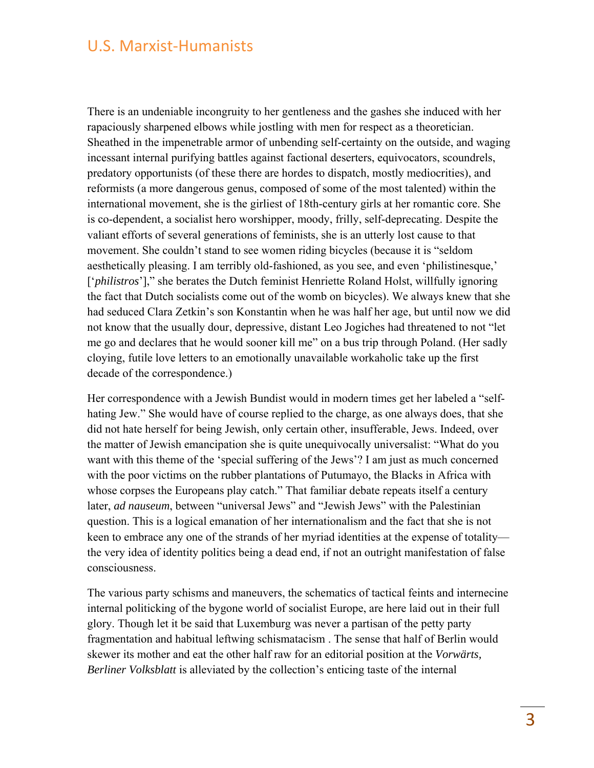There is an undeniable incongruity to her gentleness and the gashes she induced with her rapaciously sharpened elbows while jostling with men for respect as a theoretician. Sheathed in the impenetrable armor of unbending self-certainty on the outside, and waging incessant internal purifying battles against factional deserters, equivocators, scoundrels, predatory opportunists (of these there are hordes to dispatch, mostly mediocrities), and reformists (a more dangerous genus, composed of some of the most talented) within the international movement, she is the girliest of 18th-century girls at her romantic core. She is co-dependent, a socialist hero worshipper, moody, frilly, self-deprecating. Despite the valiant efforts of several generations of feminists, she is an utterly lost cause to that movement. She couldn't stand to see women riding bicycles (because it is "seldom aesthetically pleasing. I am terribly old-fashioned, as you see, and even 'philistinesque,' ['*philistros*']," she berates the Dutch feminist Henriette Roland Holst, willfully ignoring the fact that Dutch socialists come out of the womb on bicycles). We always knew that she had seduced Clara Zetkin's son Konstantin when he was half her age, but until now we did not know that the usually dour, depressive, distant Leo Jogiches had threatened to not "let me go and declares that he would sooner kill me" on a bus trip through Poland. (Her sadly cloying, futile love letters to an emotionally unavailable workaholic take up the first decade of the correspondence.)

Her correspondence with a Jewish Bundist would in modern times get her labeled a "self-hating Jew." She would have of course replied to the charge, as one always does, that she did not hate herself for being Jewish, only certain other, insufferable, Jews. Indeed, over the matter of Jewish emancipation she is quite unequivocally universalist: "What do you want with this theme of the 'special suffering of the Jews'? I am just as much concerned with the poor victims on the rubber plantations of Putumayo, the Blacks in Africa with whose corpses the Europeans play catch." That familiar debate repeats itself a century later, *ad nauseum*, between "universal Jews" and "Jewish Jews" with the Palestinian question. This is a logical emanation of her internationalism and the fact that she is not keen to embrace any one of the strands of her myriad identities at the expense of totality—the very idea of identity politics being a dead end, if not an outright manifestation of false consciousness.

The various party schisms and maneuvers, the schematics of tactical feints and internecine internal politicking of the bygone world of socialist Europe, are here laid out in their full glory. Though let it be said that Luxemburg was never a partisan of the petty party fragmentation and habitual leftwing schismatacism . The sense that half of Berlin would skewer its mother and eat the other half raw for an editorial position at the *Vorwärts, Berliner Volksblatt* is alleviated by the collection's enticing taste of the internal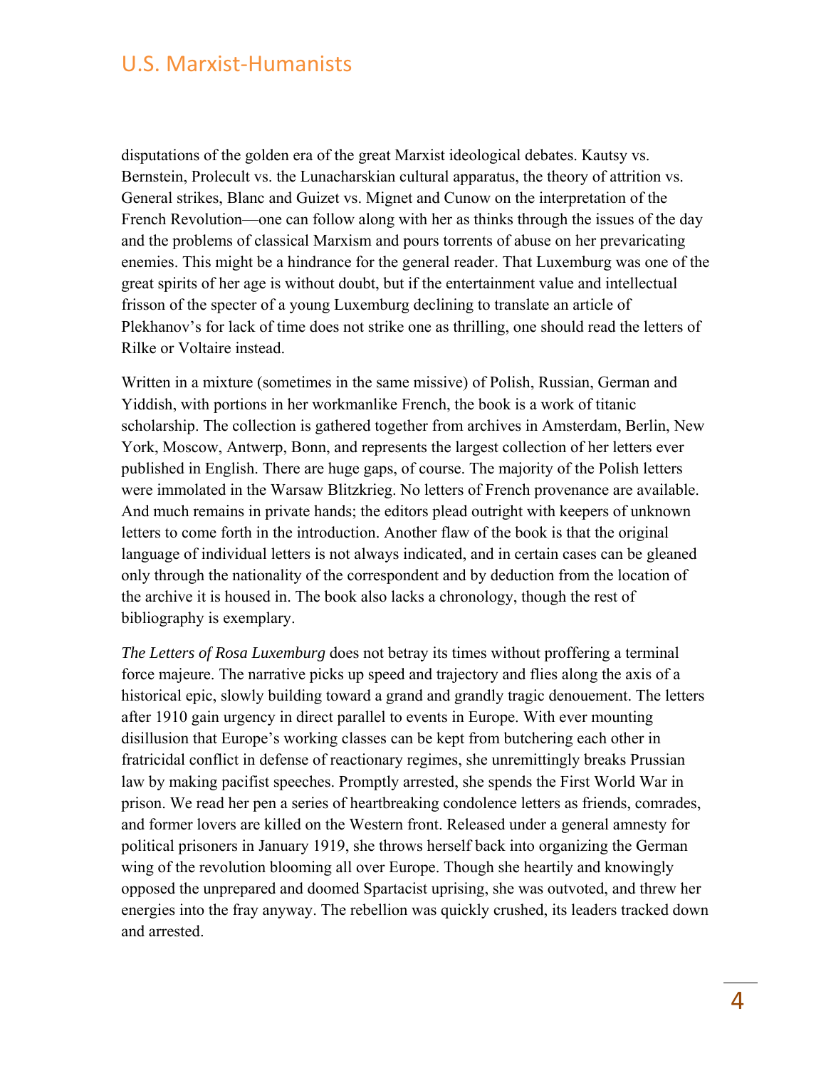disputations of the golden era of the great Marxist ideological debates. Kautsy vs. Bernstein, Prolecult vs. the Lunacharskian cultural apparatus, the theory of attrition vs. General strikes, Blanc and Guizet vs. Mignet and Cunow on the interpretation of the French Revolution—one can follow along with her as thinks through the issues of the day and the problems of classical Marxism and pours torrents of abuse on her prevaricating enemies. This might be a hindrance for the general reader. That Luxemburg was one of the great spirits of her age is without doubt, but if the entertainment value and intellectual frisson of the specter of a young Luxemburg declining to translate an article of Plekhanov's for lack of time does not strike one as thrilling, one should read the letters of Rilke or Voltaire instead.

Written in a mixture (sometimes in the same missive) of Polish, Russian, German and Yiddish, with portions in her workmanlike French, the book is a work of titanic scholarship. The collection is gathered together from archives in Amsterdam, Berlin, New York, Moscow, Antwerp, Bonn, and represents the largest collection of her letters ever published in English. There are huge gaps, of course. The majority of the Polish letters were immolated in the Warsaw Blitzkrieg. No letters of French provenance are available. And much remains in private hands; the editors plead outright with keepers of unknown letters to come forth in the introduction. Another flaw of the book is that the original language of individual letters is not always indicated, and in certain cases can be gleaned only through the nationality of the correspondent and by deduction from the location of the archive it is housed in. The book also lacks a chronology, though the rest of bibliography is exemplary.

*The Letters of Rosa Luxemburg* does not betray its times without proffering a terminal force majeure. The narrative picks up speed and trajectory and flies along the axis of a historical epic, slowly building toward a grand and grandly tragic denouement. The letters after 1910 gain urgency in direct parallel to events in Europe. With ever mounting disillusion that Europe's working classes can be kept from butchering each other in fratricidal conflict in defense of reactionary regimes, she unremittingly breaks Prussian law by making pacifist speeches. Promptly arrested, she spends the First World War in prison. We read her pen a series of heartbreaking condolence letters as friends, comrades, and former lovers are killed on the Western front. Released under a general amnesty for political prisoners in January 1919, she throws herself back into organizing the German wing of the revolution blooming all over Europe. Though she heartily and knowingly opposed the unprepared and doomed Spartacist uprising, she was outvoted, and threw her energies into the fray anyway. The rebellion was quickly crushed, its leaders tracked down and arrested.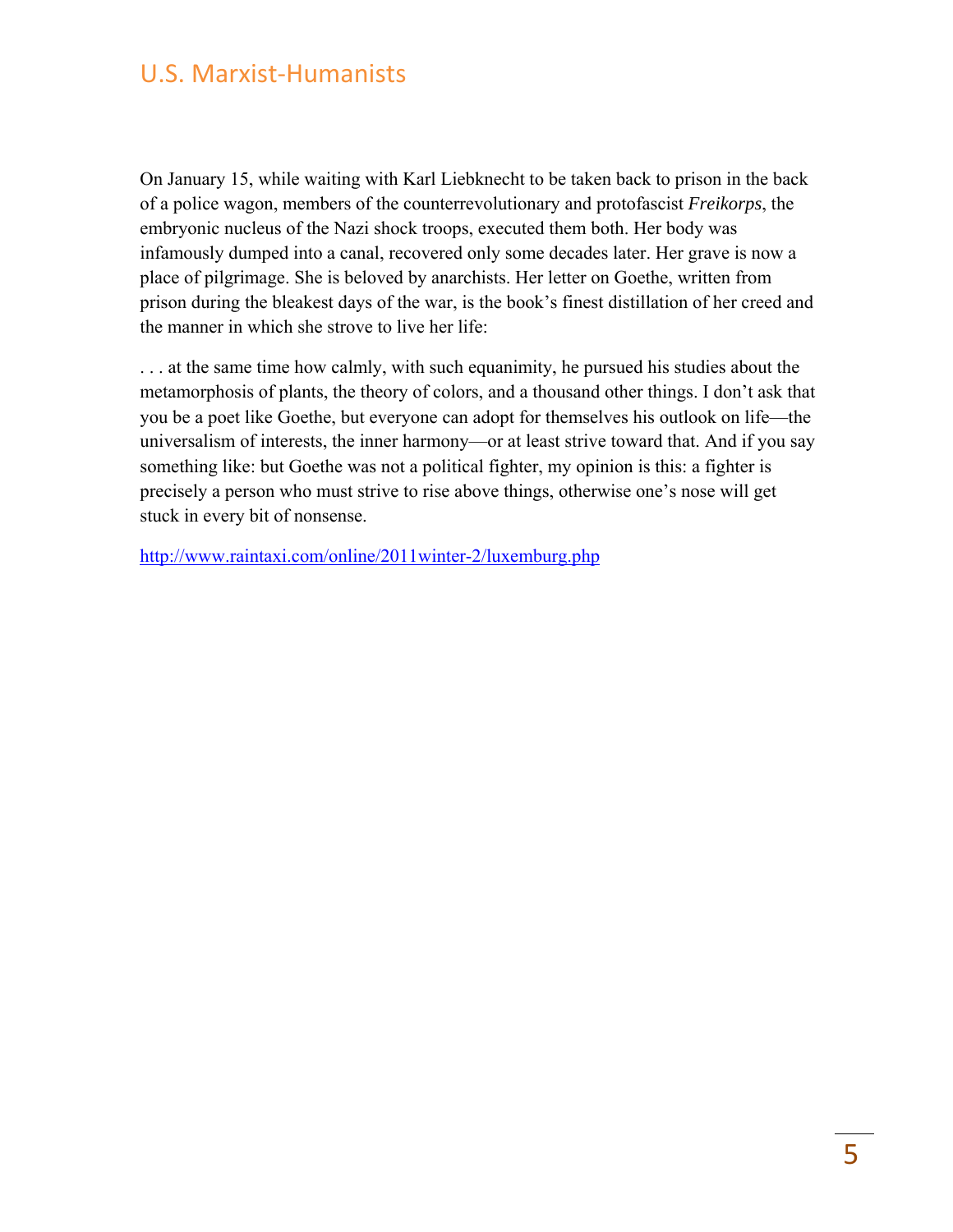On January 15, while waiting with Karl Liebknecht to be taken back to prison in the back of a police wagon, members of the counterrevolutionary and protofascist *Freikorps*, the embryonic nucleus of the Nazi shock troops, executed them both. Her body was infamously dumped into a canal, recovered only some decades later. Her grave is now a place of pilgrimage. She is beloved by anarchists. Her letter on Goethe, written from prison during the bleakest days of the war, is the book's finest distillation of her creed and the manner in which she strove to live her life:

. . . at the same time how calmly, with such equanimity, he pursued his studies about the metamorphosis of plants, the theory of colors, and a thousand other things. I don't ask that you be a poet like Goethe, but everyone can adopt for themselves his outlook on life—the universalism of interests, the inner harmony—or at least strive toward that. And if you say something like: but Goethe was not a political fighter, my opinion is this: a fighter is precisely a person who must strive to rise above things, otherwise one's nose will get stuck in every bit of nonsense.

http://www.raintaxi.com/online/2011winter-2/luxemburg.php